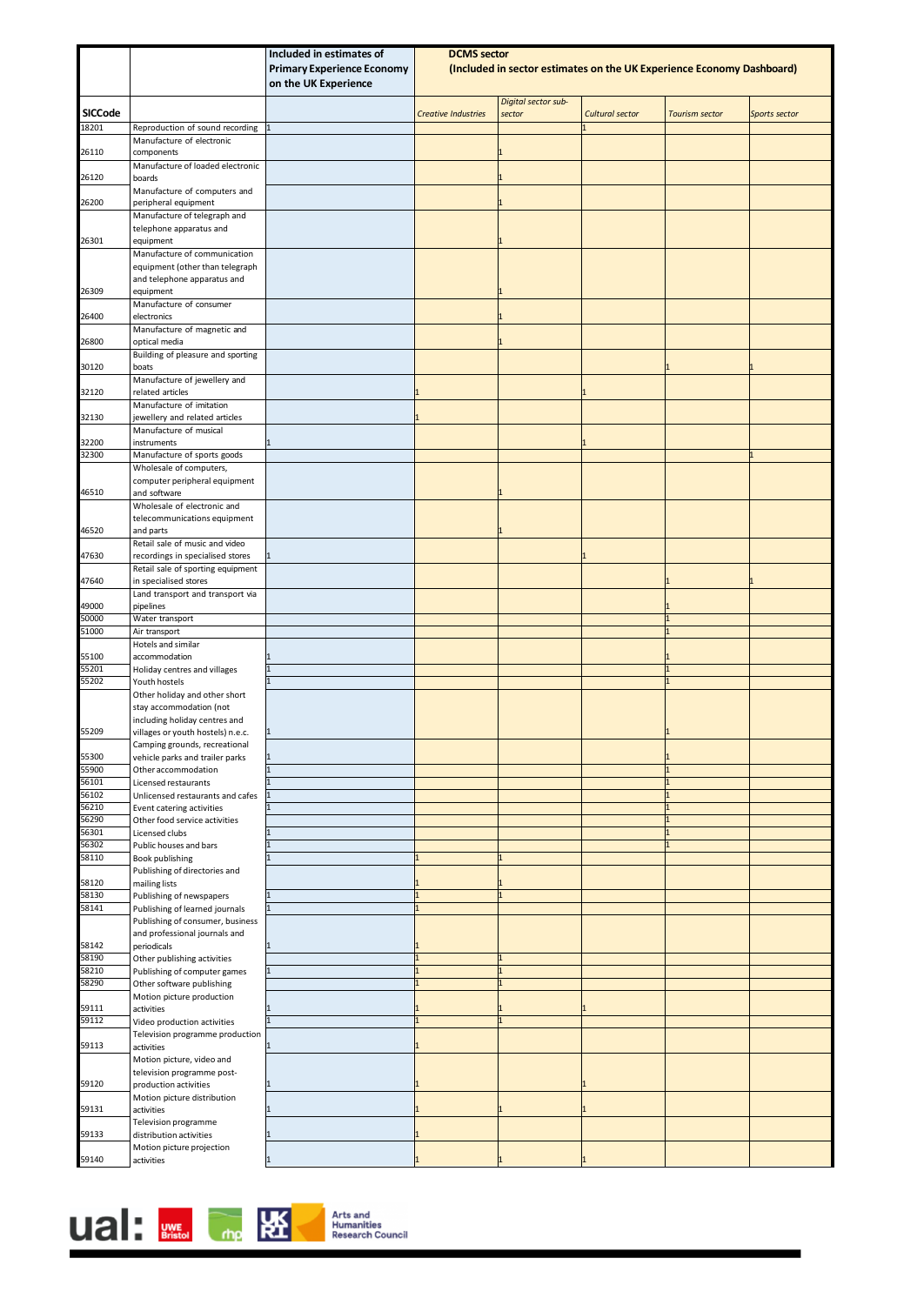| SICCode | | Included in estimates of Primary Experience Economy on the UK Experience | DCMS sector (Included in sector estimates on the UK Experience Economy Dashboard) | | | | |
|---|---|---|---|---|---|---|---|
| | | | *Creative Industries* | *Digital sector sub-sector* | *Cultural sector* | *Tourism sector* | *Sports sector* |
| 18201 | Reproduction of sound recording | 1 | | | 1 | | |
| 26110 | Manufacture of electronic components | | | 1 | | | |
| 26120 | Manufacture of loaded electronic boards | | | 1 | | | |
| 26200 | Manufacture of computers and peripheral equipment | | | 1 | | | |
| 26301 | Manufacture of telegraph and telephone apparatus and equipment | | | 1 | | | |
| 26309 | Manufacture of communication equipment (other than telegraph and telephone apparatus and equipment | | | 1 | | | |
| 26400 | Manufacture of consumer electronics | | | 1 | | | |
| 26800 | Manufacture of magnetic and optical media | | | 1 | | | |
| 30120 | Building of pleasure and sporting boats | | | | | 1 | 1 |
| 32120 | Manufacture of jewellery and related articles | | 1 | | 1 | | |
| 32130 | Manufacture of imitation jewellery and related articles | | 1 | | | | |
| 32200 | Manufacture of musical instruments | 1 | | | 1 | | |
| 32300 | Manufacture of sports goods | | | | | | 1 |
| 46510 | Wholesale of computers, computer peripheral equipment and software | | | 1 | | | |
| 46520 | Wholesale of electronic and telecommunications equipment and parts | | | 1 | | | |
| 47630 | Retail sale of music and video recordings in specialised stores | 1 | | | 1 | | |
| 47640 | Retail sale of sporting equipment in specialised stores | | | | | 1 | 1 |
| 49000 | Land transport and transport via pipelines | | | | | 1 | |
| 50000 | Water transport | | | | | 1 | |
| 51000 | Air transport | | | | | 1 | |
| 55100 | Hotels and similar accommodation | 1 | | | | 1 | |
| 55201 | Holiday centres and villages | 1 | | | | 1 | |
| 55202 | Youth hostels | 1 | | | | 1 | |
| 55209 | Other holiday and other short stay accommodation (not including holiday centres and villages or youth hostels) n.e.c. | 1 | | | | 1 | |
| 55300 | Camping grounds, recreational vehicle parks and trailer parks | 1 | | | | 1 | |
| 55900 | Other accommodation | 1 | | | | 1 | |
| 56101 | Licensed restaurants | 1 | | | | 1 | |
| 56102 | Unlicensed restaurants and cafes | 1 | | | | 1 | |
| 56210 | Event catering activities | 1 | | | | 1 | |
| 56290 | Other food service activities | | | | | 1 | |
| 56301 | Licensed clubs | 1 | | | | 1 | |
| 56302 | Public houses and bars | 1 | | | | 1 | |
| 58110 | Book publishing | 1 | 1 | 1 | | | |
| 58120 | Publishing of directories and mailing lists | | 1 | 1 | | | |
| 58130 | Publishing of newspapers | 1 | 1 | 1 | | | |
| 58141 | Publishing of learned journals | 1 | 1 | | | | |
| 58142 | Publishing of consumer, business and professional journals and periodicals | 1 | 1 | | | | |
| 58190 | Other publishing activities | | 1 | 1 | | | |
| 58210 | Publishing of computer games | 1 | 1 | 1 | | | |
| 58290 | Other software publishing | | 1 | 1 | | | |
| 59111 | Motion picture production activities | 1 | 1 | 1 | 1 | | |
| 59112 | Video production activities | 1 | 1 | 1 | | | |
| 59113 | Television programme production activities | 1 | 1 | | | | |
| 59120 | Motion picture, video and television programme post-production activities | 1 | 1 | | 1 | | |
| 59131 | Motion picture distribution activities | 1 | 1 | 1 | 1 | | |
| 59133 | Television programme distribution activities | 1 | 1 | | | | |
| 59140 | Motion picture projection activities | 1 | 1 | 1 | 1 | | |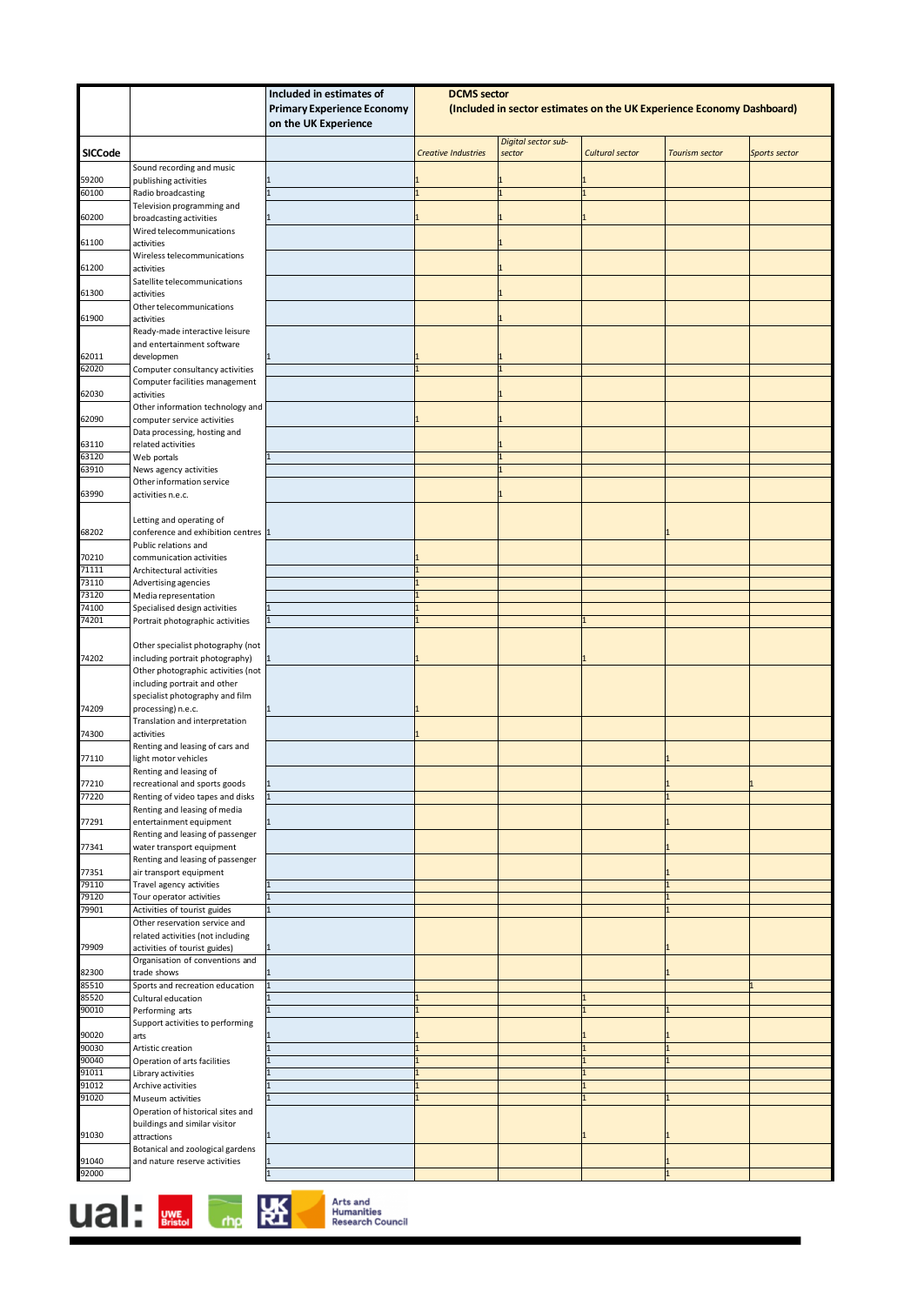| SICCode | | Included in estimates of Primary Experience Economy on the UK Experience | DCMS sector (Included in sector estimates on the UK Experience Economy Dashboard) | | | | |
|---|---|---|---|---|---|---|---|
| | | | *Creative Industries* | *Digital sector sub-sector* | *Cultural sector* | *Tourism sector* | *Sports sector* |
| 59200 | Sound recording and music publishing activities | 1 | 1 | 1 | 1 | | |
| 60100 | Radio broadcasting | 1 | 1 | 1 | 1 | | |
| 60200 | Television programming and broadcasting activities | 1 | 1 | 1 | 1 | | |
| 61100 | Wired telecommunications activities | | | 1 | | | |
| 61200 | Wireless telecommunications activities | | | 1 | | | |
| 61300 | Satellite telecommunications activities | | | 1 | | | |
| 61900 | Other telecommunications activities | | | 1 | | | |
| 62011 | Ready-made interactive leisure and entertainment software developmen | 1 | 1 | 1 | | | |
| 62020 | Computer consultancy activities | | 1 | 1 | | | |
| 62030 | Computer facilities management activities | | | 1 | | | |
| 62090 | Other information technology and computer service activities | | 1 | 1 | | | |
| 63110 | Data processing, hosting and related activities | | | 1 | | | |
| 63120 | Web portals | 1 | | 1 | | | |
| 63910 | News agency activities | | | 1 | | | |
| 63990 | Other information service activities n.e.c. | | | 1 | | | |
| 68202 | Letting and operating of conference and exhibition centres | 1 | | | | 1 | |
| 70210 | Public relations and communication activities | | 1 | | | | |
| 71111 | Architectural activities | | 1 | | | | |
| 73110 | Advertising agencies | | 1 | | | | |
| 73120 | Media representation | | 1 | | | | |
| 74100 | Specialised design activities | 1 | 1 | | | | |
| 74201 | Portrait photographic activities | 1 | 1 | | 1 | | |
| 74202 | Other specialist photography (not including portrait photography) | 1 | 1 | | 1 | | |
| 74209 | Other photographic activities (not including portrait and other specialist photography and film processing) n.e.c. | 1 | 1 | | | | |
| 74300 | Translation and interpretation activities | | 1 | | | | |
| 77110 | Renting and leasing of cars and light motor vehicles | | | | | 1 | |
| 77210 | Renting and leasing of recreational and sports goods | 1 | | | | 1 | 1 |
| 77220 | Renting of video tapes and disks | 1 | | | | 1 | |
| 77291 | Renting and leasing of media entertainment equipment | 1 | | | | 1 | |
| 77341 | Renting and leasing of passenger water transport equipment | | | | | 1 | |
| 77351 | Renting and leasing of passenger air transport equipment | | | | | 1 | |
| 79110 | Travel agency activities | 1 | | | | 1 | |
| 79120 | Tour operator activities | 1 | | | | 1 | |
| 79901 | Activities of tourist guides | 1 | | | | 1 | |
| 79909 | Other reservation service and related activities (not including activities of tourist guides) | 1 | | | | 1 | |
| 82300 | Organisation of conventions and trade shows | 1 | | | | 1 | |
| 85510 | Sports and recreation education | 1 | | | | | 1 |
| 85520 | Cultural education | 1 | 1 | | 1 | | |
| 90010 | Performing arts | 1 | 1 | | 1 | 1 | |
| 90020 | Support activities to performing arts | 1 | 1 | | 1 | 1 | |
| 90030 | Artistic creation | 1 | 1 | | 1 | 1 | |
| 90040 | Operation of arts facilities | 1 | 1 | | 1 | 1 | |
| 91011 | Library activities | 1 | 1 | | 1 | | |
| 91012 | Archive activities | 1 | 1 | | 1 | | |
| 91020 | Museum activities | 1 | 1 | | 1 | 1 | |
| 91030 | Operation of historical sites and buildings and similar visitor attractions | 1 | | | 1 | 1 | |
| 91040 | Botanical and zoological gardens and nature reserve activities | 1 | | | | 1 | |
| 92000 | | 1 | | | | 1 | |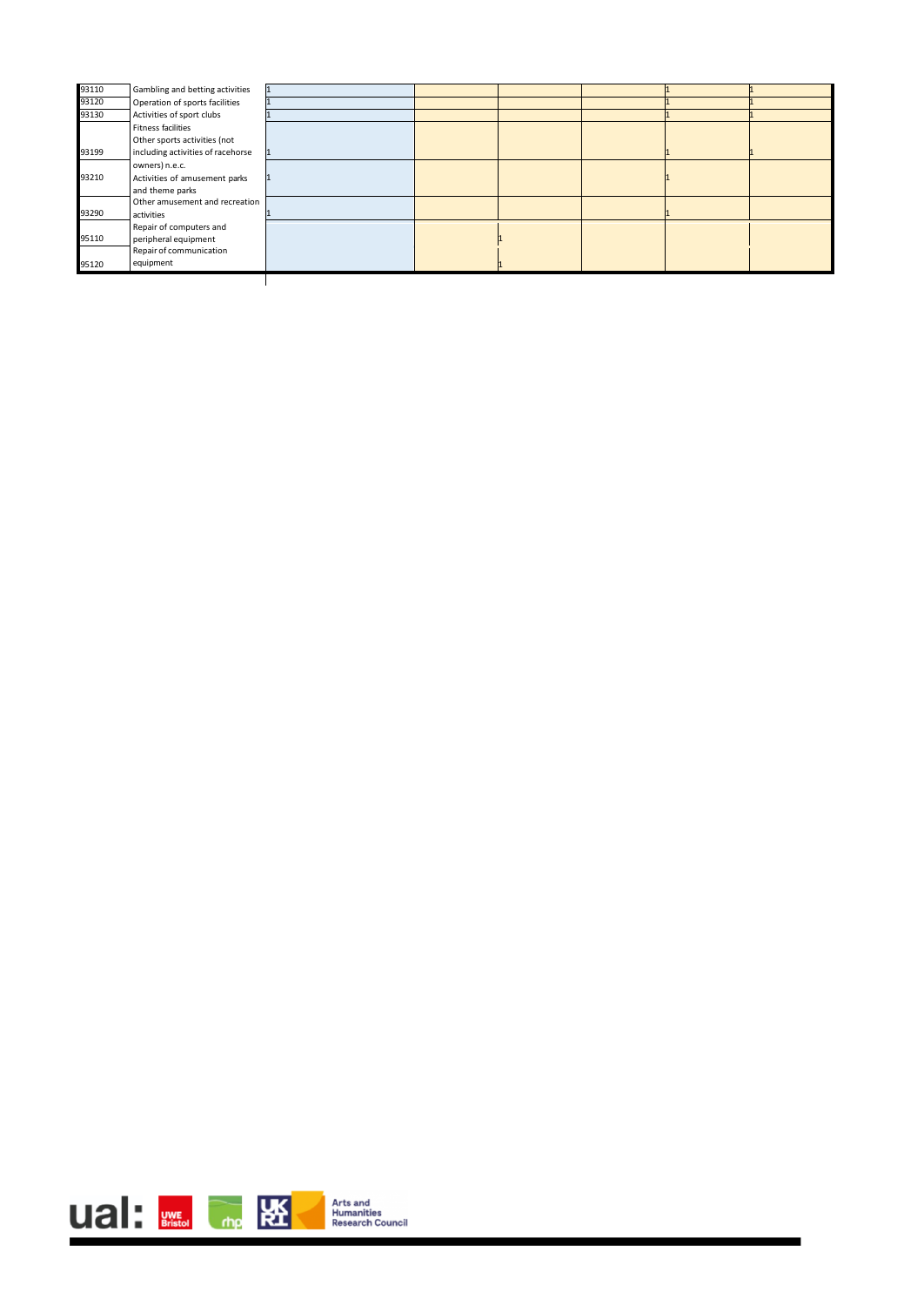| | | | | | | | |
|---|---|---|---|---|---|---|---|
| 93110 | Gambling and betting activities | 1 | | | | 1 | 1 |
| 93120 | Operation of sports facilities | 1 | | | | 1 | 1 |
| 93130 | Activities of sport clubs | 1 | | | | 1 | 1 |
| 93199 | Fitness facilities Other sports activities (not including activities of racehorse owners) n.e.c. | 1 | | | | 1 | 1 |
| 93210 | Activities of amusement parks and theme parks | 1 | | | | 1 | |
| 93290 | Other amusement and recreation activities | 1 | | | | 1 | |
| 95110 | Repair of computers and peripheral equipment | | | 1 | | | |
| 95120 | Repair of communication equipment | | | 1 | | | |